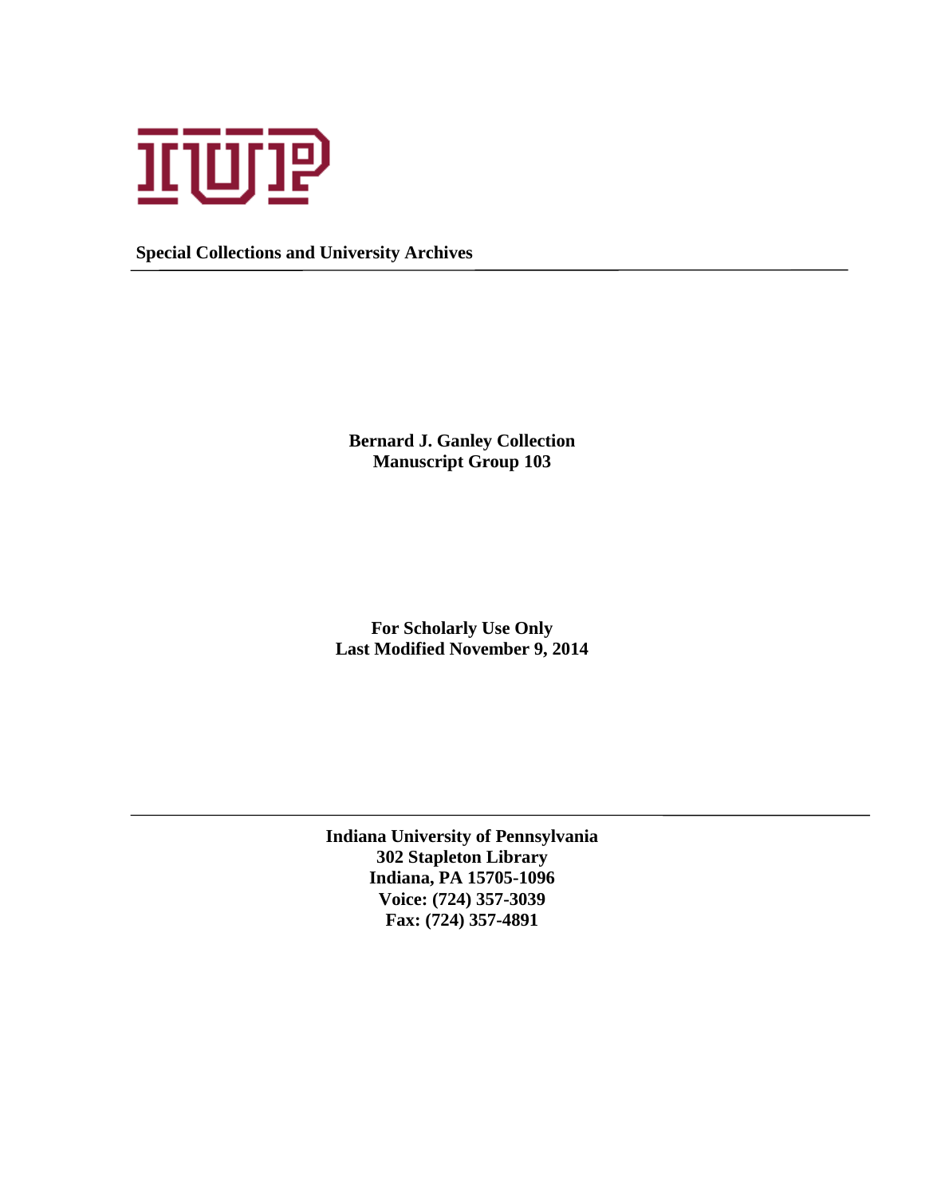**Special Collections and University Archives**

---

# Bernard J. Ganley Collection
## Manuscript Group 103

**For Scholarly Use Only**
**Last Modified November 9, 2014**

---

**Indiana University of Pennsylvania**
**302 Stapleton Library**
**Indiana, PA 15705-1096**
**Voice: (724) 357-3039**
**Fax: (724) 357-4891**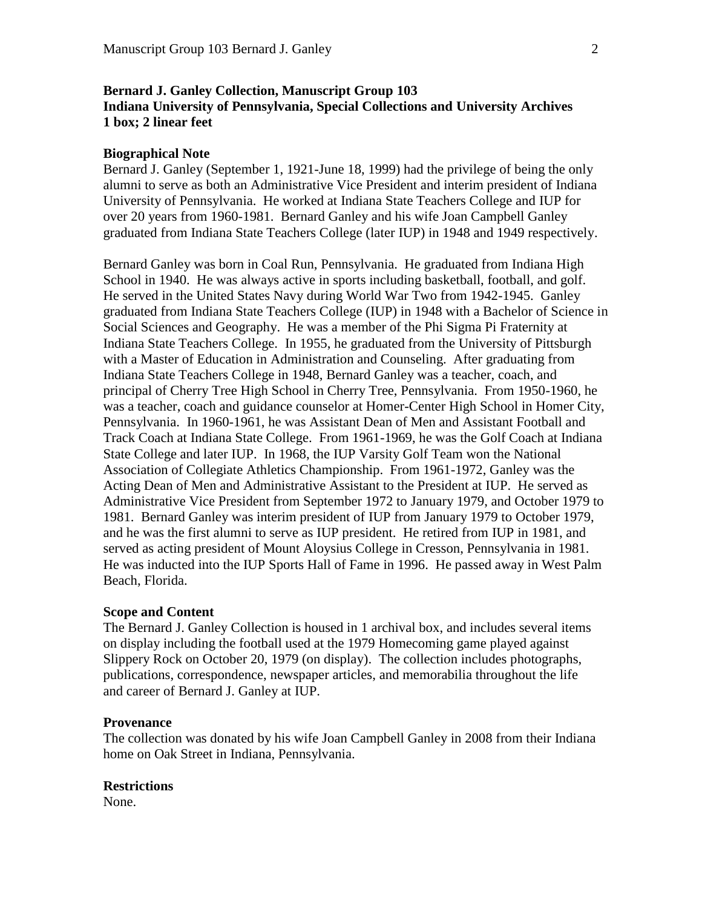**Bernard J. Ganley Collection, Manuscript Group 103**
**Indiana University of Pennsylvania, Special Collections and University Archives**
**1 box; 2 linear feet**

**Biographical Note**

Bernard J. Ganley (September 1, 1921-June 18, 1999) had the privilege of being the only alumni to serve as both an Administrative Vice President and interim president of Indiana University of Pennsylvania. He worked at Indiana State Teachers College and IUP for over 20 years from 1960-1981. Bernard Ganley and his wife Joan Campbell Ganley graduated from Indiana State Teachers College (later IUP) in 1948 and 1949 respectively.

Bernard Ganley was born in Coal Run, Pennsylvania. He graduated from Indiana High School in 1940. He was always active in sports including basketball, football, and golf. He served in the United States Navy during World War Two from 1942-1945. Ganley graduated from Indiana State Teachers College (IUP) in 1948 with a Bachelor of Science in Social Sciences and Geography. He was a member of the Phi Sigma Pi Fraternity at Indiana State Teachers College. In 1955, he graduated from the University of Pittsburgh with a Master of Education in Administration and Counseling. After graduating from Indiana State Teachers College in 1948, Bernard Ganley was a teacher, coach, and principal of Cherry Tree High School in Cherry Tree, Pennsylvania. From 1950-1960, he was a teacher, coach and guidance counselor at Homer-Center High School in Homer City, Pennsylvania. In 1960-1961, he was Assistant Dean of Men and Assistant Football and Track Coach at Indiana State College. From 1961-1969, he was the Golf Coach at Indiana State College and later IUP. In 1968, the IUP Varsity Golf Team won the National Association of Collegiate Athletics Championship. From 1961-1972, Ganley was the Acting Dean of Men and Administrative Assistant to the President at IUP. He served as Administrative Vice President from September 1972 to January 1979, and October 1979 to 1981. Bernard Ganley was interim president of IUP from January 1979 to October 1979, and he was the first alumni to serve as IUP president. He retired from IUP in 1981, and served as acting president of Mount Aloysius College in Cresson, Pennsylvania in 1981. He was inducted into the IUP Sports Hall of Fame in 1996. He passed away in West Palm Beach, Florida.

**Scope and Content**

The Bernard J. Ganley Collection is housed in 1 archival box, and includes several items on display including the football used at the 1979 Homecoming game played against Slippery Rock on October 20, 1979 (on display). The collection includes photographs, publications, correspondence, newspaper articles, and memorabilia throughout the life and career of Bernard J. Ganley at IUP.

**Provenance**

The collection was donated by his wife Joan Campbell Ganley in 2008 from their Indiana home on Oak Street in Indiana, Pennsylvania.

**Restrictions**

None.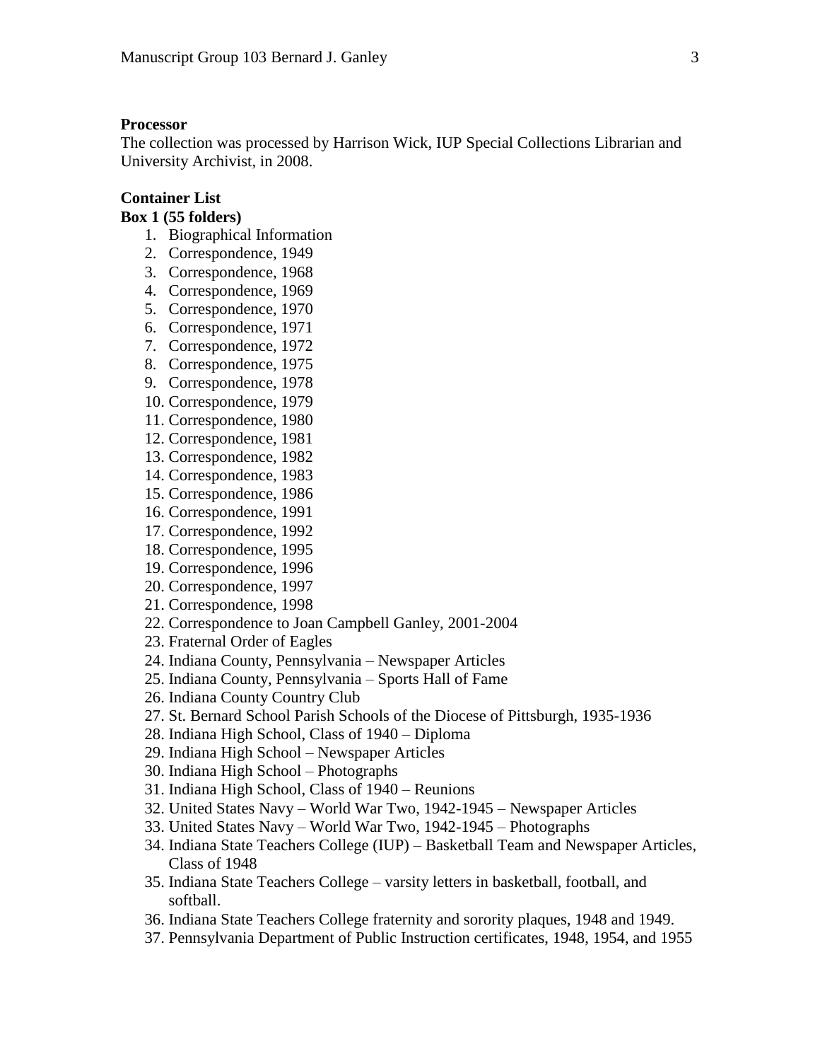**Processor**

The collection was processed by Harrison Wick, IUP Special Collections Librarian and University Archivist, in 2008.

**Container List**

**Box 1 (55 folders)**

1. Biographical Information
2. Correspondence, 1949
3. Correspondence, 1968
4. Correspondence, 1969
5. Correspondence, 1970
6. Correspondence, 1971
7. Correspondence, 1972
8. Correspondence, 1975
9. Correspondence, 1978
10. Correspondence, 1979
11. Correspondence, 1980
12. Correspondence, 1981
13. Correspondence, 1982
14. Correspondence, 1983
15. Correspondence, 1986
16. Correspondence, 1991
17. Correspondence, 1992
18. Correspondence, 1995
19. Correspondence, 1996
20. Correspondence, 1997
21. Correspondence, 1998
22. Correspondence to Joan Campbell Ganley, 2001-2004
23. Fraternal Order of Eagles
24. Indiana County, Pennsylvania – Newspaper Articles
25. Indiana County, Pennsylvania – Sports Hall of Fame
26. Indiana County Country Club
27. St. Bernard School Parish Schools of the Diocese of Pittsburgh, 1935-1936
28. Indiana High School, Class of 1940 – Diploma
29. Indiana High School – Newspaper Articles
30. Indiana High School – Photographs
31. Indiana High School, Class of 1940 – Reunions
32. United States Navy – World War Two, 1942-1945 – Newspaper Articles
33. United States Navy – World War Two, 1942-1945 – Photographs
34. Indiana State Teachers College (IUP) – Basketball Team and Newspaper Articles, Class of 1948
35. Indiana State Teachers College – varsity letters in basketball, football, and softball.
36. Indiana State Teachers College fraternity and sorority plaques, 1948 and 1949.
37. Pennsylvania Department of Public Instruction certificates, 1948, 1954, and 1955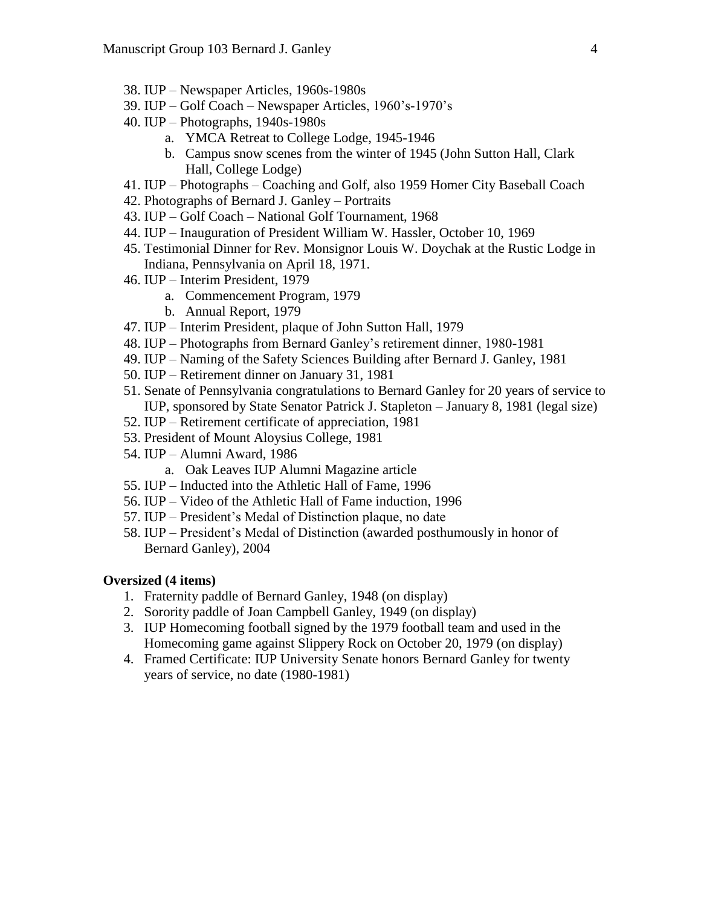38. IUP – Newspaper Articles, 1960s-1980s
39. IUP – Golf Coach – Newspaper Articles, 1960's-1970's
40. IUP – Photographs, 1940s-1980s
    a. YMCA Retreat to College Lodge, 1945-1946
    b. Campus snow scenes from the winter of 1945 (John Sutton Hall, Clark Hall, College Lodge)
41. IUP – Photographs – Coaching and Golf, also 1959 Homer City Baseball Coach
42. Photographs of Bernard J. Ganley – Portraits
43. IUP – Golf Coach – National Golf Tournament, 1968
44. IUP – Inauguration of President William W. Hassler, October 10, 1969
45. Testimonial Dinner for Rev. Monsignor Louis W. Doychak at the Rustic Lodge in Indiana, Pennsylvania on April 18, 1971.
46. IUP – Interim President, 1979
    a. Commencement Program, 1979
    b. Annual Report, 1979
47. IUP – Interim President, plaque of John Sutton Hall, 1979
48. IUP – Photographs from Bernard Ganley's retirement dinner, 1980-1981
49. IUP – Naming of the Safety Sciences Building after Bernard J. Ganley, 1981
50. IUP – Retirement dinner on January 31, 1981
51. Senate of Pennsylvania congratulations to Bernard Ganley for 20 years of service to IUP, sponsored by State Senator Patrick J. Stapleton – January 8, 1981 (legal size)
52. IUP – Retirement certificate of appreciation, 1981
53. President of Mount Aloysius College, 1981
54. IUP – Alumni Award, 1986
    a. Oak Leaves IUP Alumni Magazine article
55. IUP – Inducted into the Athletic Hall of Fame, 1996
56. IUP – Video of the Athletic Hall of Fame induction, 1996
57. IUP – President's Medal of Distinction plaque, no date
58. IUP – President's Medal of Distinction (awarded posthumously in honor of Bernard Ganley), 2004

**Oversized (4 items)**

1. Fraternity paddle of Bernard Ganley, 1948 (on display)
2. Sorority paddle of Joan Campbell Ganley, 1949 (on display)
3. IUP Homecoming football signed by the 1979 football team and used in the Homecoming game against Slippery Rock on October 20, 1979 (on display)
4. Framed Certificate: IUP University Senate honors Bernard Ganley for twenty years of service, no date (1980-1981)